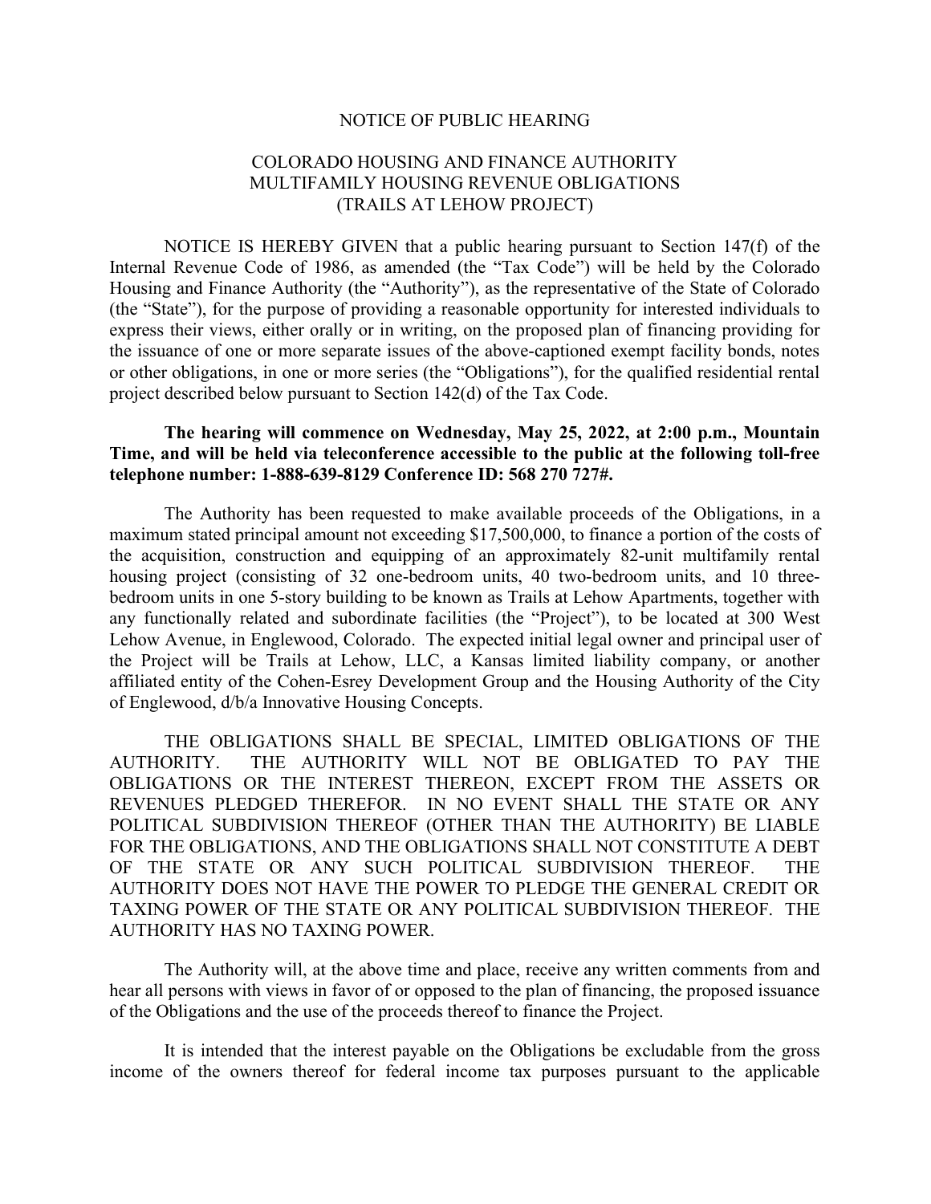# NOTICE OF PUBLIC HEARING

## COLORADO HOUSING AND FINANCE AUTHORITY
## MULTIFAMILY HOUSING REVENUE OBLIGATIONS
## (TRAILS AT LEHOW PROJECT)

NOTICE IS HEREBY GIVEN that a public hearing pursuant to Section 147(f) of the Internal Revenue Code of 1986, as amended (the "Tax Code") will be held by the Colorado Housing and Finance Authority (the "Authority"), as the representative of the State of Colorado (the "State"), for the purpose of providing a reasonable opportunity for interested individuals to express their views, either orally or in writing, on the proposed plan of financing providing for the issuance of one or more separate issues of the above-captioned exempt facility bonds, notes or other obligations, in one or more series (the "Obligations"), for the qualified residential rental project described below pursuant to Section 142(d) of the Tax Code.

**The hearing will commence on Wednesday, May 25, 2022, at 2:00 p.m., Mountain Time, and will be held via teleconference accessible to the public at the following toll-free telephone number: 1-888-639-8129 Conference ID: 568 270 727#.**

The Authority has been requested to make available proceeds of the Obligations, in a maximum stated principal amount not exceeding $17,500,000, to finance a portion of the costs of the acquisition, construction and equipping of an approximately 82-unit multifamily rental housing project (consisting of 32 one-bedroom units, 40 two-bedroom units, and 10 three-bedroom units in one 5-story building to be known as Trails at Lehow Apartments, together with any functionally related and subordinate facilities (the "Project"), to be located at 300 West Lehow Avenue, in Englewood, Colorado. The expected initial legal owner and principal user of the Project will be Trails at Lehow, LLC, a Kansas limited liability company, or another affiliated entity of the Cohen-Esrey Development Group and the Housing Authority of the City of Englewood, d/b/a Innovative Housing Concepts.

THE OBLIGATIONS SHALL BE SPECIAL, LIMITED OBLIGATIONS OF THE AUTHORITY. THE AUTHORITY WILL NOT BE OBLIGATED TO PAY THE OBLIGATIONS OR THE INTEREST THEREON, EXCEPT FROM THE ASSETS OR REVENUES PLEDGED THEREFOR. IN NO EVENT SHALL THE STATE OR ANY POLITICAL SUBDIVISION THEREOF (OTHER THAN THE AUTHORITY) BE LIABLE FOR THE OBLIGATIONS, AND THE OBLIGATIONS SHALL NOT CONSTITUTE A DEBT OF THE STATE OR ANY SUCH POLITICAL SUBDIVISION THEREOF. THE AUTHORITY DOES NOT HAVE THE POWER TO PLEDGE THE GENERAL CREDIT OR TAXING POWER OF THE STATE OR ANY POLITICAL SUBDIVISION THEREOF. THE AUTHORITY HAS NO TAXING POWER.

The Authority will, at the above time and place, receive any written comments from and hear all persons with views in favor of or opposed to the plan of financing, the proposed issuance of the Obligations and the use of the proceeds thereof to finance the Project.

It is intended that the interest payable on the Obligations be excludable from the gross income of the owners thereof for federal income tax purposes pursuant to the applicable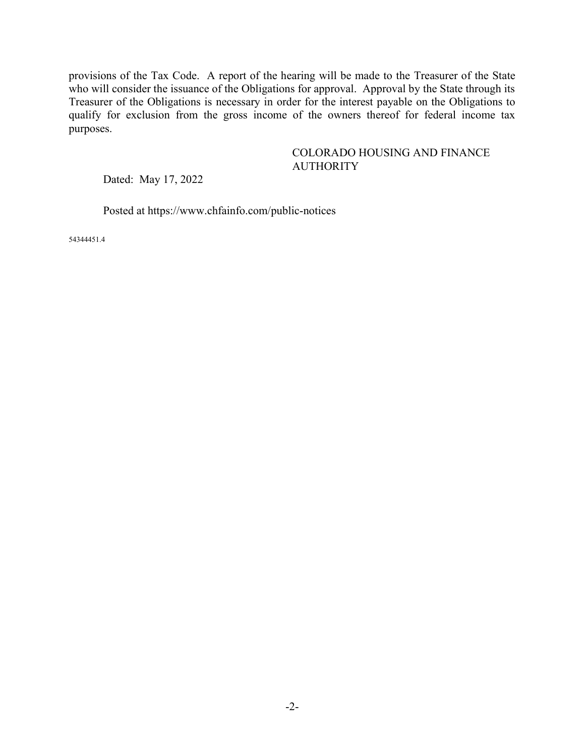provisions of the Tax Code. A report of the hearing will be made to the Treasurer of the State who will consider the issuance of the Obligations for approval. Approval by the State through its Treasurer of the Obligations is necessary in order for the interest payable on the Obligations to qualify for exclusion from the gross income of the owners thereof for federal income tax purposes.

COLORADO HOUSING AND FINANCE AUTHORITY

Dated: May 17, 2022

Posted at https://www.chfainfo.com/public-notices

54344451.4